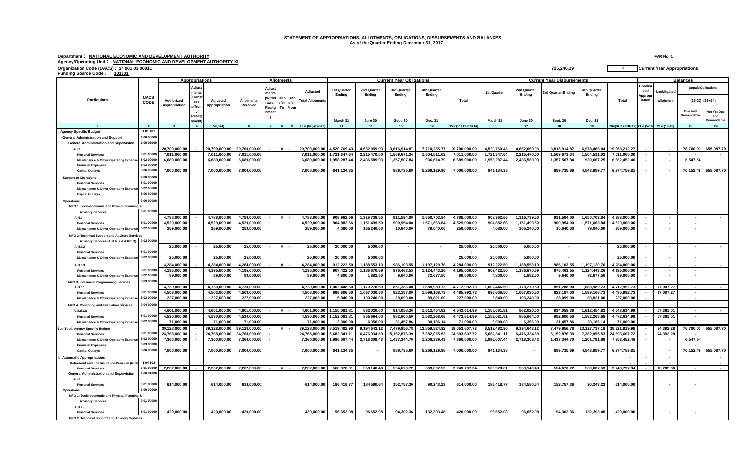# STATEMENT OF APPROPRIATIONS, ALLOTMENTS, OBLIGATIONS, DISBURSEMENTS AND BALANCES
## As of the Quarter Ending December 31, 2017

**FAR No. 1**

Department : **NATIONAL ECONOMIC AND DEVELOPMENT AUTHORITY**
Agency/Operating Unit : **NATIONAL ECONOMIC AND DEVELOPMENT AUTHORITY XI**
Organization Code (UACS) : **24 001 03 00011** — 725,240.19 — √ Current Year Appropriations
Funding Source Code : **101101**

| Particulars | UACS CODE | Appropriations | | | Allotments | | | | | Current Year Obligations | | | | | Current Year Disbursements | | | | | Balances | | | |
|---|---|---|---|---|---|---|---|---|---|---|---|---|---|---|---|---|---|---|---|---|---|---|---|
| | | Authorized Appropriation | Adjustments (Transfers to/from, Realignment) | Adjusted Appropriation | Allotments Received | Adjustments (Withdrawal, Realignment) | Transfer To | Transfer From | Adjusted Total Allotments | 1st Quarter Ending March 31 | 2nd Quarter Ending June 30 | 3rd Quarter Ending Sept. 30 | 4th Quarter Ending Dec. 31 | Total | 1st Quarter Ending March 31 | 2nd Quarter Ending June 30 | 3rd Quarter Ending Sept. 30 | 4th Quarter Ending Dec. 31 | Total | Unreleased Appropriation | Unobligated Allotment | Unpaid Obligations (15-20)=(23+24) Due and Demandable | Not Yet Due and Demandable |
| 1 | 2 | 3 | 4 | 5=(3+4) | 6 | 7 | 8 | 9 | 10 = (6+(-)7)-8+9) | 11 | 12 | 13 | 14 | 15 = (11+12+13+14) | 16 | 17 | 18 | 19 | 20=(16+17+18+19) | 21 = (5-10) | 22 = (10-15) | 23 | 24 |
| I. Agency Specific Budget | 1 01 101 | | | | | | | | | | | | | | | | | | | | | | |
| General Administration and Support | 1 00 00000 | | | | | | | | | | | | | | | | | | | | | | |
| General Administration and Supervision | 1 00 01000 | | | | | | | | | | | | | | | | | | | | | | |
| A.I.a.1 | | 20,700,000.00 | - | 20,700,000.00 | 20,700,000.00 | - | # | - | 20,700,000.00 | 4,520,769.43 | 4,652,059.93 | 3,816,914.87 | 7,710,255.77 | 20,700,000.00 | 4,520,769.43 | 4,652,059.93 | 3,816,914.87 | 6,978,468.04 | 19,968,212.27 | - | - | 76,700.03 | 655,087.70 |
| Personal Services | 5 01 00000 | 7,011,000.00 | | 7,011,000.00 | 7,011,000.00 | | | | 7,011,000.00 | 1,721,347.64 | 2,215,470.00 | 1,569,671.34 | 1,504,511.02 | 7,011,000.00 | 1,721,347.64 | 2,215,470.00 | 1,569,671.34 | 1,504,511.02 | 7,011,000.00 | - | - | - | - |
| Maintenance & Other Operating Expenses | 5 02 00000 | 6,689,000.00 | | 6,689,000.00 | 6,689,000.00 | | | | 6,689,000.00 | 1,958,287.44 | 2,436,589.93 | 1,357,507.84 | 936,614.79 | 6,689,000.00 | 1,958,287.44 | 2,436,589.93 | 1,357,507.84 | 930,067.25 | 6,682,452.46 | - | - | 6,547.54 | |
| Financial Expenses | 5 03 00000 | | | - | | | | | - | | | | | | | | | | | | | | |
| Capital Outlays | 5 06 00000 | 7,000,000.00 | | 7,000,000.00 | 7,000,000.00 | | | | 7,000,000.00 | 841,134.35 | | 889,735.69 | 5,269,129.96 | 7,000,000.00 | 841,134.35 | | 889,735.69 | 4,543,889.77 | 6,274,759.81 | - | - | 70,152.49 | 655,087.70 |
| Support to Operations | 2 00 00000 | | | | | | | | | | | | | | | | | | | | | | |
| Personal Services | 5 01 00000 | | | | | | | | | | | | | | | | | | | | | | |
| Maintenance & Other Operating Expenses | 5 02 00000 | | | | | | | | | | | | | | | | | | | | | | |
| Capital Outlays | 5 06 00000 | | | | | | | | | | | | | | | | | | | | | | |
| Operations | 3 00 00000 | | | | | | | | | | | | | | | | | | | | | | |
| MFO 1. Socio-economic and Physical Planning & Advisory Services | 3 01 00000 | | | | | | | | | | | | | | | | | | | | | | |
| A.III.a | | 4,788,000.00 | - | 4,788,000.00 | 4,788,000.00 | - | # | - | 4,788,000.00 | 908,962.66 | 1,316,739.50 | 911,594.00 | 1,650,703.84 | 4,788,000.00 | 908,962.66 | 1,316,739.50 | 911,594.00 | 1,650,703.84 | 4,788,000.00 | - | - | - | - |
| Personal Services | 5 01 00000 | 4,529,000.00 | | 4,529,000.00 | 4,529,000.00 | | | | 4,529,000.00 | 904,882.66 | 1,151,499.50 | 900,954.00 | 1,571,663.84 | 4,529,000.00 | 904,882.66 | 1,151,499.50 | 900,954.00 | 1,571,663.84 | 4,529,000.00 | - | - | - | |
| Maintenance & Other Operating Expenses | 5 02 00000 | 259,000.00 | | 259,000.00 | 259,000.00 | | | | 259,000.00 | 4,080.00 | 165,240.00 | 10,640.00 | 79,040.00 | 259,000.00 | 4,080.00 | 165,240.00 | 10,640.00 | 79,040.00 | 259,000.00 | - | - | - | |
| MFO 2. Technical Support and Advisory Services Advisory Services (A.III.b. 2 & A.III.b.3) | 3 02 00000 | | | | | | | | | | | | | | | | | | | | | | |
| A.III.b.2 | | 25,000.00 | - | 25,000.00 | 25,000.00 | - | # | - | 25,000.00 | 20,000.00 | 5,000.00 | - | - | 25,000.00 | 20,000.00 | 5,000.00 | - | - | 25,000.00 | - | - | - | - |
| Personal Services | 5 01 00000 | | | | | | | | | | | | | - | | | | | | | | | |
| Maintenance & Other Operating Expenses | 5 02 00000 | 25,000.00 | | 25,000.00 | 25,000.00 | | | | 25,000.00 | 20,000.00 | 5,000.00 | | | 25,000.00 | 20,000.00 | 5,000.00 | - | | 25,000.00 | - | - | - | |
| A.III.b.3 | | 4,284,000.00 | - | 4,284,000.00 | 4,284,000.00 | - | # | - | 4,284,000.00 | 912,222.50 | 1,188,553.19 | 986,103.55 | 1,197,120.76 | 4,284,000.00 | 912,222.50 | 1,188,553.19 | 986,103.55 | 1,197,120.76 | 4,284,000.00 | - | - | - | - |
| Personal Services | 5 01 00000 | 4,195,000.00 | | 4,195,000.00 | 4,195,000.00 | | | | 4,195,000.00 | 907,422.50 | 1,186,670.69 | 976,463.55 | 1,124,443.26 | 4,195,000.00 | 907,422.50 | 1,186,670.69 | 976,463.55 | 1,124,443.26 | 4,195,000.00 | - | - | - | |
| Maintenance & Other Operating Expenses | 5 02 00000 | 89,000.00 | | 89,000.00 | 89,000.00 | | | | 89,000.00 | 4,800.00 | 1,882.50 | 9,640.00 | 72,677.50 | 89,000.00 | 4,800.00 | 1,882.50 | 9,640.00 | 72,677.50 | 89,000.00 | - | - | - | |
| MFO 3. Invesment Programming Services | 3 03 00000 | | | | | | | | | | | | | | | | | | | | | | |
| A.III.c.1 | | 4,730,000.00 | | 4,730,000.00 | 4,730,000.00 | - | | | 4,730,000.00 | 1,002,446.50 | 1,170,270.50 | 851,286.00 | 1,688,989.73 | 4,712,992.73 | 1,002,446.50 | 1,170,270.50 | 851,286.00 | 1,688,989.73 | 4,712,992.73 | - | 17,007.27 | - | - |
| Personal Services | 5 01 00000 | 4,503,000.00 | | 4,503,000.00 | 4,503,000.00 | | | | 4,503,000.00 | 996,606.50 | 1,067,030.50 | 823,187.00 | 1,599,168.73 | 4,485,992.73 | 996,606.50 | 1,067,030.50 | 823,187.00 | 1,599,168.73 | 4,485,992.73 | - | 17,007.27 | - | |
| Maintenance & Other Operating Expenses | 5 02 00000 | 227,000.00 | | 227,000.00 | 227,000.00 | | | | 227,000.00 | 5,840.00 | 103,240.00 | 28,099.00 | 89,821.00 | 227,000.00 | 5,840.00 | 103,240.00 | 28,099.00 | 89,821.00 | 227,000.00 | - | - | - | |
| MFO 4. Monitoring and Evaluation Services | 3 04 00000 | | | | | | | | | | | | | | | | | | | | | | |
| A.III.d.1.a | | 4,601,000.00 | - | 4,601,000.00 | 4,601,000.00 | - | # | - | 4,601,000.00 | 1,155,081.81 | 862,020.00 | 914,058.36 | 1,612,454.82 | 4,543,614.99 | 1,155,081.81 | 862,020.00 | 914,058.36 | 1,612,454.82 | 4,543,614.99 | - | 57,385.01 | - | - |
| Personal Services | 5 01 00000 | 4,530,000.00 | | 4,530,000.00 | 4,530,000.00 | | | | 4,530,000.00 | 1,152,081.81 | 855,664.00 | 882,600.50 | 1,582,268.68 | 4,472,614.99 | 1,152,081.81 | 855,664.00 | 882,600.50 | 1,582,268.68 | 4,472,614.99 | - | 57,385.01 | - | |
| Maintenance & Other Operating Expenses | 5 02 00000 | 71,000.00 | | 71,000.00 | 71,000.00 | | | | 71,000.00 | 3,000.00 | 6,356.00 | 31,457.86 | 30,186.14 | 71,000.00 | 3,000.00 | 6,356.00 | 31,457.86 | 30,186.14 | 71,000.00 | - | - | - | |
| Sub-Total, Agency Specific Budget | | 39,128,000.00 | - | 39,128,000.00 | 39,128,000.00 | - | # | - | 39,128,000.00 | 8,519,482.90 | 9,194,643.12 | 7,479,956.78 | 13,859,524.92 | 39,053,607.72 | 8,519,482.90 | 9,194,643.12 | 7,479,956.78 | 13,127,737.19 | 38,321,819.99 | - | 74,392.28 | 76,700.03 | 655,087.70 |
| Personal Services | 5 01 00000 | 24,768,000.00 | - | 24,768,000.00 | 24,768,000.00 | - | | | 24,768,000.00 | 5,682,341.11 | 6,476,334.69 | 5,152,876.39 | 7,382,055.53 | 24,693,607.72 | 5,682,341.11 | 6,476,334.69 | 5,152,876.39 | 7,382,055.53 | 24,693,607.72 | - | 74,392.28 | - | |
| Maintenance & Other Operating Expenses | 5 02 00000 | 7,360,000.00 | - | 7,360,000.00 | 7,360,000.00 | - | | | 7,360,000.00 | 1,996,007.44 | 2,718,308.43 | 1,437,344.70 | 1,208,339.43 | 7,360,000.00 | 1,996,007.44 | 2,718,308.43 | 1,437,344.70 | 1,201,791.89 | 7,353,452.46 | - | - | 6,547.54 | |
| Financial Expenses | 5 03 00000 | | | - | | | | | - | | | | | - | | | | | - | | | - | |
| Capital Outlays | 5 06 00000 | 7,000,000.00 | | 7,000,000.00 | 7,000,000.00 | | | | 7,000,000.00 | 841,134.35 | - | 889,735.69 | 5,269,129.96 | 7,000,000.00 | 841,134.35 | - | 889,735.69 | 4,543,889.77 | 6,274,759.81 | | - | 70,152.49 | 655,087.70 |
| II. Automatic Appropriations | | | | | | | | | | | | | | | | | | | - | - | - | | - |
| Retirement and Life Insurance Premium (RLIP) | 1 04 102 | | | | | | | | | | | | | | | | | | - | - | - | | - |
| Personal Services | 5 01 00000 | 2,262,000.00 | - | 2,262,000.00 | 2,262,000.00 | - | # | - | 2,262,000.00 | 560,978.61 | 559,140.48 | 554,670.72 | 569,007.53 | 2,243,797.34 | 560,978.61 | 559,140.48 | 554,670.72 | 569,007.53 | 2,243,797.34 | - | 18,202.66 | - | - |
| General Administration and Supervision | 1 00 01000 | | | | | | | | | | | | | | | | | | | | | | |
| A.I.a.1 | | | | | | | | | | | | | | | | | | | | | | | |
| Personal Services | 5 01 00000 | 614,000.00 | | 614,000.00 | 614,000.00 | | | | 614,000.00 | 186,418.77 | 184,580.64 | 152,757.36 | 90,243.23 | 614,000.00 | 186,418.77 | 184,580.64 | 152,757.36 | 90,243.23 | 614,000.00 | | - | - | |
| Operations | 3 00 00000 | | | | | | | | | | | | | | | | | | | | | | |
| MFO 1. Socio-economic and Physical Planning & Advisory Services | 3 01 00000 | | | | | | | | | | | | | | | | | | | | | | |
| A.III.a | | | | | | | | | | | | | | | | | | | | | | | |
| Personal Services | 5 01 00000 | 420,000.00 | | 420,000.00 | 420,000.00 | | | | 420,000.00 | 96,652.08 | 96,652.08 | 94,302.36 | 132,393.48 | 420,000.00 | 96,652.08 | 96,652.08 | 94,302.36 | 132,393.48 | 420,000.00 | | - | - | |
| MFO 2. Technical Support and Advisory Services | | | | | | | | | | | | | | | | | | | | | | | |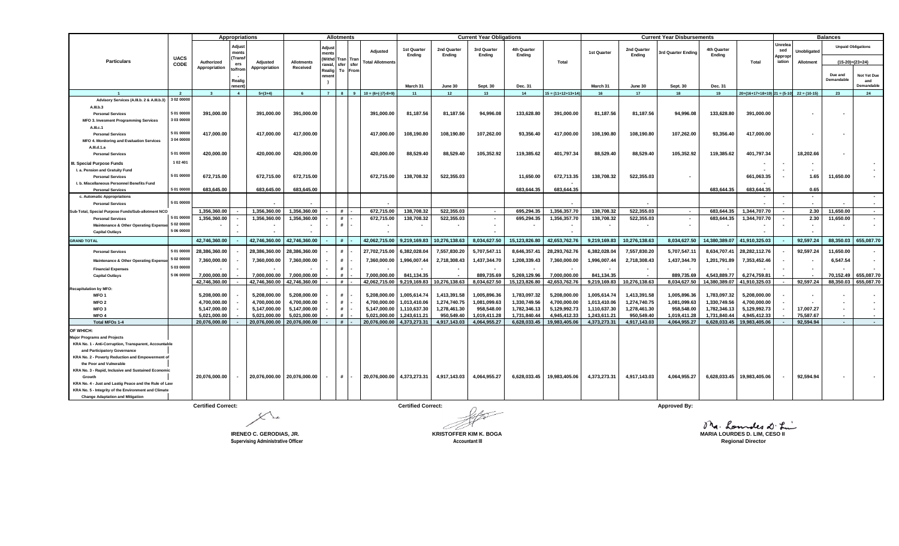| Particulars | UACS CODE | Appropriations: Authorized Appropriation | Appropriations: Adjustments (Transfers to/from, Realignment) | Appropriations: Adjusted Appropriation | Allotments: Allotments Received | Allotments: Adjustments (Withdrawal, Realignment) | Allotments: Transfer To | Allotments: Transfer From | Allotments: Adjusted Total Allotments | Current Year Obligations: 1st Quarter Ending March 31 | Current Year Obligations: 2nd Quarter Ending June 30 | Current Year Obligations: 3rd Quarter Ending Sept. 30 | Current Year Obligations: 4th Quarter Ending Dec. 31 | Current Year Obligations: Total | Current Year Disbursements: 1st Quarter March 31 | Current Year Disbursements: 2nd Quarter Ending June 30 | Current Year Disbursements: 3rd Quarter Ending Sept. 30 | Current Year Disbursements: 4th Quarter Ending Dec. 31 | Current Year Disbursements: Total | Balances: Unreleased Appropriation | Balances: Unobligated Allotment | Balances: Unpaid Obligations (15-20)=(23+24) Due and Demandable | Balances: Unpaid Obligations Not Yet Due and Demandable |
|---|---|---|---|---|---|---|---|---|---|---|---|---|---|---|---|---|---|---|---|---|---|---|---|
| 1 | 2 | 3 | 4 | 5=(3+4) | 6 | 7 | 8 | 9 | 10 = (6+(-)7)-8+9) | 11 | 12 | 13 | 14 | 15 = (11+12+13+14) | 16 | 17 | 18 | 19 | 20=(16+17+18+19) | 21 = (5-10) | 22 = (10-15) | 23 | 24 |
| Advisory Services (A.III.b.2 & A.III.b.3) | 3 02 00000 | | | | | | | | | | | | | | | | | | | | | | |
| A.III.b.3 | | | | | | | | | | | | | | | | | | | | | | | |
| Personal Services | 5 01 00000 | 391,000.00 | | 391,000.00 | 391,000.00 | | | | 391,000.00 | 81,187.56 | 81,187.56 | 94,996.08 | 133,628.80 | 391,000.00 | 81,187.56 | 81,187.56 | 94,996.08 | 133,628.80 | 391,000.00 | | - | - | |
| MFO 3. Invesment Programming Services | 3 03 00000 | | | | | | | | | | | | | | | | | | | | | | |
| A.III.c.1 | | | | | | | | | | | | | | | | | | | | | | | |
| Personal Services | 5 01 00000 | 417,000.00 | | 417,000.00 | 417,000.00 | | | | 417,000.00 | 108,190.80 | 108,190.80 | 107,262.00 | 93,356.40 | 417,000.00 | 108,190.80 | 108,190.80 | 107,262.00 | 93,356.40 | 417,000.00 | | - | - | |
| MFO 4. Monitoring and Evaluation Services | 3 04 00000 | | | | | | | | | | | | | | | | | | | | | | |
| A.III.d.1.a | | | | | | | | | | | | | | | | | | | | | | | |
| Personal Services | 5 01 00000 | 420,000.00 | | 420,000.00 | 420,000.00 | | | | 420,000.00 | 88,529.40 | 88,529.40 | 105,352.92 | 119,385.62 | 401,797.34 | 88,529.40 | 88,529.40 | 105,352.92 | 119,385.62 | 401,797.34 | | 18,202.66 | - | |
| III. Special Purpose Funds | 1 02 401 | | | | | | | | | | | | | | | | | | - | - | - | | - |
| I. a. Pension and Gratuity Fund | | | | | | | | | | | | | | | | | | | - | - | - | | - |
| Personal Services | 5 01 00000 | 672,715.00 | | 672,715.00 | 672,715.00 | | | | 672,715.00 | 138,708.32 | 522,355.03 | | 11,650.00 | 672,713.35 | 138,708.32 | 522,355.03 | - | | 661,063.35 | - | 1.65 | 11,650.00 | - |
| I. b. Miscellaneous Personnel Benefits Fund | | | | | | | | | | | | | | - | | | | | - | | | | |
| Personal Services | 5 01 00000 | 683,645.00 | | 683,645.00 | 683,645.00 | | | | | | | | 683,644.35 | 683,644.35 | | | | 683,644.35 | 683,644.35 | | 0.65 | | |
| c. Automatic Appropriations | | | | | | | | | | | | | | | | | | | - | - | - | | - |
| Personal Services | 5 01 00000 | | | - | - | | | | - | | | | | - | | - | | | - | - | - | - | - |
| Sub-Total, Special Purpose Funds/Sub-allotment NCO | | 1,356,360.00 | - | 1,356,360.00 | 1,356,360.00 | - | # | - | 672,715.00 | 138,708.32 | 522,355.03 | - | 695,294.35 | 1,356,357.70 | 138,708.32 | 522,355.03 | - | 683,644.35 | 1,344,707.70 | - | 2.30 | 11,650.00 | - |
| Personal Services | 5 01 00000 | 1,356,360.00 | - | 1,356,360.00 | 1,356,360.00 | - | # | - | 672,715.00 | 138,708.32 | 522,355.03 | - | 695,294.35 | 1,356,357.70 | 138,708.32 | 522,355.03 | - | 683,644.35 | 1,344,707.70 | - | 2.30 | 11,650.00 | - |
| Maintenance & Other Operating Expenses | 5 02 00000 | - | - | - | - | - | # | | - | - | - | - | - | - | - | - | - | - | - | - | - | - | - |
| Capital Outlays | 5 06 00000 | | - | - | - | | | | - | | | | | - | | | | | - | | - | | |
| GRAND TOTAL | | 42,746,360.00 | - | 42,746,360.00 | 42,746,360.00 | - | # | - | 42,062,715.00 | 9,219,169.83 | 10,276,138.63 | 8,034,627.50 | 15,123,826.80 | 42,653,762.76 | 9,219,169.83 | 10,276,138.63 | 8,034,627.50 | 14,380,389.07 | 41,910,325.03 | - | 92,597.24 | 88,350.03 | 655,087.70 |
| Personal Services | 5 01 00000 | 28,386,360.00 | - | 28,386,360.00 | 28,386,360.00 | - | # | - | 27,702,715.00 | 6,382,028.04 | 7,557,830.20 | 5,707,547.11 | 8,646,357.41 | 28,293,762.76 | 6,382,028.04 | 7,557,830.20 | 5,707,547.11 | 8,634,707.41 | 28,282,112.76 | - | 92,597.24 | 11,650.00 | - |
| Maintenance & Other Operating Expenses | 5 02 00000 | 7,360,000.00 | - | 7,360,000.00 | 7,360,000.00 | - | # | - | 7,360,000.00 | 1,996,007.44 | 2,718,308.43 | 1,437,344.70 | 1,208,339.43 | 7,360,000.00 | 1,996,007.44 | 2,718,308.43 | 1,437,344.70 | 1,201,791.89 | 7,353,452.46 | - | - | 6,547.54 | - |
| Financial Expenses | 5 03 00000 | - | - | - | - | - | # | - | - | - | - | - | - | - | - | - | - | - | - | - | - | - | - |
| Capital Outlays | 5 06 00000 | 7,000,000.00 | - | 7,000,000.00 | 7,000,000.00 | - | # | - | 7,000,000.00 | 841,134.35 | - | 889,735.69 | 5,269,129.96 | 7,000,000.00 | 841,134.35 | - | 889,735.69 | 4,543,889.77 | 6,274,759.81 | - | - | 70,152.49 | 655,087.70 |
| | | 42,746,360.00 | - | 42,746,360.00 | 42,746,360.00 | - | # | - | 42,062,715.00 | 9,219,169.83 | 10,276,138.63 | 8,034,627.50 | 15,123,826.80 | 42,653,762.76 | 9,219,169.83 | 10,276,138.63 | 8,034,627.50 | 14,380,389.07 | 41,910,325.03 | - | 92,597.24 | 88,350.03 | 655,087.70 |
| Recapitulation by MFO: | | | | | | | | | | | | | | | | | | | | | | | |
| MFO 1 | | 5,208,000.00 | - | 5,208,000.00 | 5,208,000.00 | - | # | - | 5,208,000.00 | 1,005,614.74 | 1,413,391.58 | 1,005,896.36 | 1,783,097.32 | 5,208,000.00 | 1,005,614.74 | 1,413,391.58 | 1,005,896.36 | 1,783,097.32 | 5,208,000.00 | - | - | - | - |
| MFO 2 | | 4,700,000.00 | - | 4,700,000.00 | 4,700,000.00 | - | # | - | 4,700,000.00 | 1,013,410.06 | 1,274,740.75 | 1,081,099.63 | 1,330,749.56 | 4,700,000.00 | 1,013,410.06 | 1,274,740.75 | 1,081,099.63 | 1,330,749.56 | 4,700,000.00 | - | - | - | - |
| MFO 3 | | 5,147,000.00 | - | 5,147,000.00 | 5,147,000.00 | - | # | - | 5,147,000.00 | 1,110,637.30 | 1,278,461.30 | 958,548.00 | 1,782,346.13 | 5,129,992.73 | 1,110,637.30 | 1,278,461.30 | 958,548.00 | 1,782,346.13 | 5,129,992.73 | - | 17,007.27 | - | - |
| MFO 4 | | 5,021,000.00 | - | 5,021,000.00 | 5,021,000.00 | - | # | - | 5,021,000.00 | 1,243,611.21 | 950,549.40 | 1,019,411.28 | 1,731,840.44 | 4,945,412.33 | 1,243,611.21 | 950,549.40 | 1,019,411.28 | 1,731,840.44 | 4,945,412.33 | - | 75,587.67 | - | - |
| Total MFOs 1-4 | | 20,076,000.00 | - | 20,076,000.00 | 20,076,000.00 | - | # | - | 20,076,000.00 | 4,373,273.31 | 4,917,143.03 | 4,064,955.27 | 6,628,033.45 | 19,983,405.06 | 4,373,273.31 | 4,917,143.03 | 4,064,955.27 | 6,628,033.45 | 19,983,405.06 | - | 92,594.94 | - | - |
| OF WHICH: | | | | | | | | | | | | | | | | | | | | | | | |
| Major Programs and Projects | | | | | | | | | | | | | | | | | | | | | | | |
| KRA No. 1 - Anti-Corruption, Transparent, Accountable and Participatory Governance | | | | | | | | | | | | | | | | | | | | | | | |
| KRA No. 2 - Poverty Reduction and Empowerment of the Poor and Vulnerable | | | | | | | | | | | | | | | | | | | | | | | |
| KRA No. 3 - Rapid, Inclusive and Sustained Economic Growth | | 20,076,000.00 | - | 20,076,000.00 | 20,076,000.00 | - | # | - | 20,076,000.00 | 4,373,273.31 | 4,917,143.03 | 4,064,955.27 | 6,628,033.45 | 19,983,405.06 | 4,373,273.31 | 4,917,143.03 | 4,064,955.27 | 6,628,033.45 | 19,983,405.06 | - | 92,594.94 | - | - |
| KRA No. 4 - Just and Lastig Peace and the Rule of Law | | | | | | | | | | | | | | | | | | | | | | | |
| KRA No. 5 - Integrity of the Environment and Climate Change Adaptation and Mitigation | | | | | | | | | | | | | | | | | | | | | | | |

Certified Correct:

**IRENEO C. GERODIAS, JR.**
Supervising Administrative Officer

Certified Correct:

**KRISTOFFER KIM K. BOGA**
Accountant III

Approved By:

**MARIA LOURDES D. LIM, CESO II**
Regional Director